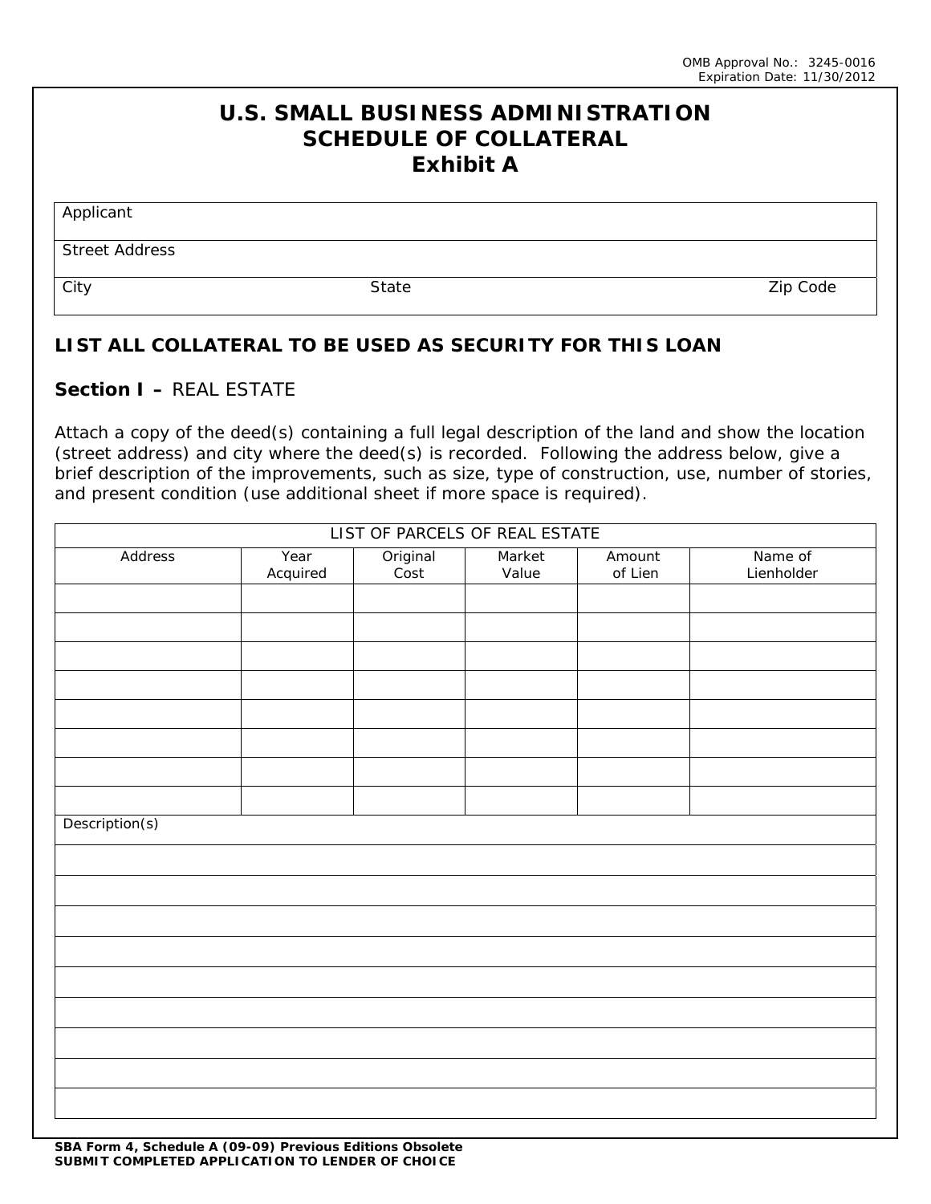OMB Approval No.: 3245-0016
Expiration Date: 11/30/2012

# U.S. SMALL BUSINESS ADMINISTRATION
# SCHEDULE OF COLLATERAL
# Exhibit A

| Applicant | | |
|---|---|---|
| Street Address | | |
| City | State | Zip Code |

## LIST ALL COLLATERAL TO BE USED AS SECURITY FOR THIS LOAN

**Section I –** REAL ESTATE

Attach a copy of the deed(s) containing a full legal description of the land and show the location (street address) and city where the deed(s) is recorded. Following the address below, give a brief description of the improvements, such as size, type of construction, use, number of stories, and present condition (use additional sheet if more space is required).

| LIST OF PARCELS OF REAL ESTATE | | | | | |
|---|---|---|---|---|---|
| Address | Year Acquired | Original Cost | Market Value | Amount of Lien | Name of Lienholder |
| | | | | | |
| | | | | | |
| | | | | | |
| | | | | | |
| | | | | | |
| | | | | | |
| | | | | | |
| | | | | | |

| Description(s) |
|---|
| |
| |
| |
| |
| |
| |
| |
| |
| |

**SBA Form 4, Schedule A (09-09) Previous Editions Obsolete**
**SUBMIT COMPLETED APPLICATION TO LENDER OF CHOICE**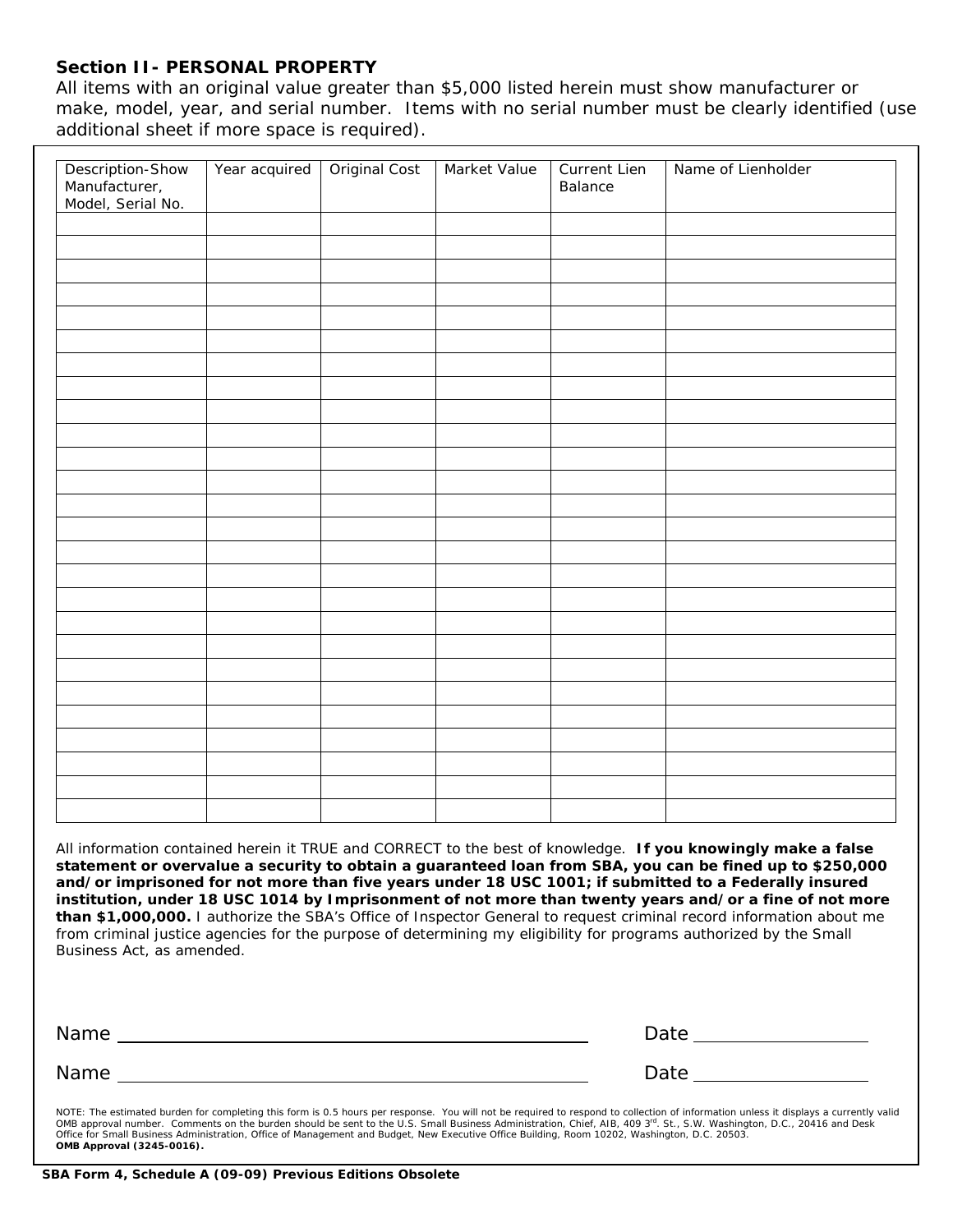## Section II- PERSONAL PROPERTY

All items with an original value greater than $5,000 listed herein must show manufacturer or make, model, year, and serial number. Items with no serial number must be clearly identified (use additional sheet if more space is required).

| Description-Show Manufacturer, Model, Serial No. | Year acquired | Original Cost | Market Value | Current Lien Balance | Name of Lienholder |
|---|---|---|---|---|---|
| | | | | | |
| | | | | | |
| | | | | | |
| | | | | | |
| | | | | | |
| | | | | | |
| | | | | | |
| | | | | | |
| | | | | | |
| | | | | | |
| | | | | | |
| | | | | | |
| | | | | | |
| | | | | | |
| | | | | | |
| | | | | | |
| | | | | | |
| | | | | | |
| | | | | | |
| | | | | | |
| | | | | | |
| | | | | | |
| | | | | | |
| | | | | | |
| | | | | | |
| | | | | | |

All information contained herein it TRUE and CORRECT to the best of knowledge. **If you knowingly make a false statement or overvalue a security to obtain a guaranteed loan from SBA, you can be fined up to $250,000 and/or imprisoned for not more than five years under 18 USC 1001; if submitted to a Federally insured institution, under 18 USC 1014 by Imprisonment of not more than twenty years and/or a fine of not more than $1,000,000.** I authorize the SBA's Office of Inspector General to request criminal record information about me from criminal justice agencies for the purpose of determining my eligibility for programs authorized by the Small Business Act, as amended.

Name ______________________________ Date ______________

Name ______________________________ Date ______________

NOTE: The estimated burden for completing this form is 0.5 hours per response. You will not be required to respond to collection of information unless it displays a currently valid OMB approval number. Comments on the burden should be sent to the U.S. Small Business Administration, Chief, AIB, 409 3rd. St., S.W. Washington, D.C., 20416 and Desk Office for Small Business Administration, Office of Management and Budget, New Executive Office Building, Room 10202, Washington, D.C. 20503.
**OMB Approval (3245-0016).**

**SBA Form 4, Schedule A (09-09) Previous Editions Obsolete**